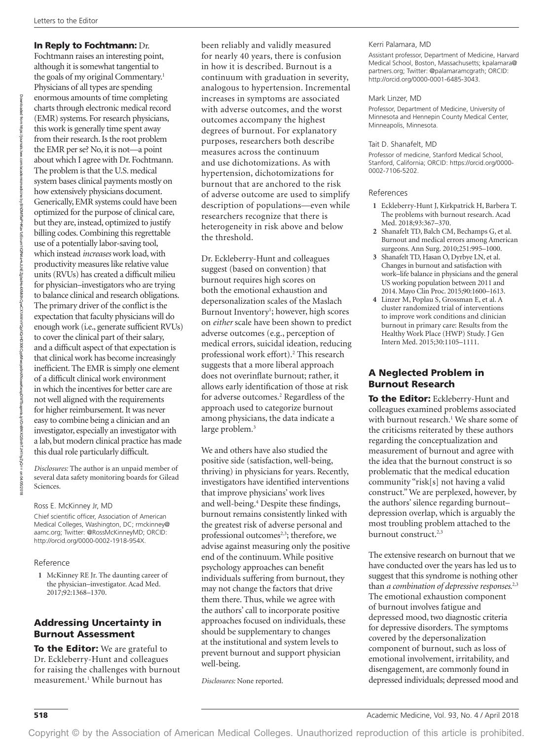**In Reply to Fochtmann:** Dr. Fochtmann raises an interesting point, although it is somewhat tangential to the goals of my original Commentary.[1] Physicians of all types are spending enormous amounts of time completing charts through electronic medical record (EMR) systems. For research physicians, this work is generally time spent away from their research. Is the root problem the EMR per se? No, it is not—a point about which I agree with Dr. Fochtmann. The problem is that the U.S. medical system bases clinical payments mostly on how extensively physicians document. Generically, EMR systems could have been optimized for the purpose of clinical care, but they are, instead, optimized to justify billing codes. Combining this regrettable use of a potentially labor-saving tool, which instead *increases* work load, with productivity measures like relative value units (RVUs) has created a difficult milieu for physician–investigators who are trying to balance clinical and research obligations. The primary driver of the conflict is the expectation that faculty physicians will do enough work (i.e., generate sufficient RVUs) to cover the clinical part of their salary, and a difficult aspect of that expectation is that clinical work has become increasingly inefficient. The EMR is simply one element of a difficult clinical work environment in which the incentives for better care are not well aligned with the requirements for higher reimbursement. It was never easy to combine being a clinician and an investigator, especially an investigator with a lab, but modern clinical practice has made this dual role particularly difficult.

*Disclosures:* The author is an unpaid member of several data safety monitoring boards for Gilead Sciences.

Ross E. McKinney Jr, MD

Chief scientific officer, Association of American Medical Colleges, Washington, DC; rmckinney@aamc.org; Twitter: @RossMcKinneyMD; ORCID: http://orcid.org/0000-0002-1918-954X.

Reference

1 McKinney RE Jr. The daunting career of the physician–investigator. Acad Med. 2017;92:1368–1370.

## Addressing Uncertainty in Burnout Assessment

**To the Editor:** We are grateful to Dr. Eckleberry-Hunt and colleagues for raising the challenges with burnout measurement.[1] While burnout has been reliably and validly measured for nearly 40 years, there is confusion in how it is described. Burnout is a continuum with graduation in severity, analogous to hypertension. Incremental increases in symptoms are associated with adverse outcomes, and the worst outcomes accompany the highest degrees of burnout. For explanatory purposes, researchers both describe measures across the continuum and use dichotomizations. As with hypertension, dichotomizations for burnout that are anchored to the risk of adverse outcome are used to simplify description of populations—even while researchers recognize that there is heterogeneity in risk above and below the threshold.

Dr. Eckleberry-Hunt and colleagues suggest (based on convention) that burnout requires high scores on both the emotional exhaustion and depersonalization scales of the Maslach Burnout Inventory[1]; however, high scores on *either* scale have been shown to predict adverse outcomes (e.g., perception of medical errors, suicidal ideation, reducing professional work effort).[2] This research suggests that a more liberal approach does not overinflate burnout; rather, it allows early identification of those at risk for adverse outcomes.[2] Regardless of the approach used to categorize burnout among physicians, the data indicate a large problem.[3]

We and others have also studied the positive side (satisfaction, well-being, thriving) in physicians for years. Recently, investigators have identified interventions that improve physicians' work lives and well-being.[4] Despite these findings, burnout remains consistently linked with the greatest risk of adverse personal and professional outcomes[2,3]; therefore, we advise against measuring only the positive end of the continuum. While positive psychology approaches can benefit individuals suffering from burnout, they may not change the factors that drive them there. Thus, while we agree with the authors' call to incorporate positive approaches focused on individuals, these should be supplementary to changes at the institutional and system levels to prevent burnout and support physician well-being.

*Disclosures:* None reported.

Kerri Palamara, MD

Assistant professor, Department of Medicine, Harvard Medical School, Boston, Massachusetts; kpalamara@partners.org; Twitter: @palamaramcgrath; ORCID: http://orcid.org/0000-0001-6485-3043.

Mark Linzer, MD

Professor, Department of Medicine, University of Minnesota and Hennepin County Medical Center, Minneapolis, Minnesota.

Tait D. Shanafelt, MD

Professor of medicine, Stanford Medical School, Stanford, California; ORCID: https://orcid.org/0000-0002-7106-5202.

References

1 Eckleberry-Hunt J, Kirkpatrick H, Barbera T. The problems with burnout research. Acad Med. 2018;93:367–370.

2 Shanafelt TD, Balch CM, Bechamps G, et al. Burnout and medical errors among American surgeons. Ann Surg. 2010;251:995–1000.

3 Shanafelt TD, Hasan O, Dyrbye LN, et al. Changes in burnout and satisfaction with work–life balance in physicians and the general US working population between 2011 and 2014. Mayo Clin Proc. 2015;90:1600–1613.

4 Linzer M, Poplau S, Grossman E, et al. A cluster randomized trial of interventions to improve work conditions and clinician burnout in primary care: Results from the Healthy Work Place (HWP) Study. J Gen Intern Med. 2015;30:1105–1111.

## A Neglected Problem in Burnout Research

**To the Editor:** Eckleberry-Hunt and colleagues examined problems associated with burnout research.[1] We share some of the criticisms reiterated by these authors regarding the conceptualization and measurement of burnout and agree with the idea that the burnout construct is so problematic that the medical education community "risk[s] not having a valid construct." We are perplexed, however, by the authors' silence regarding burnout–depression overlap, which is arguably the most troubling problem attached to the burnout construct.[2,3]

The extensive research on burnout that we have conducted over the years has led us to suggest that this syndrome is nothing other than *a combination of depressive responses.*[2,3] The emotional exhaustion component of burnout involves fatigue and depressed mood, two diagnostic criteria for depressive disorders. The symptoms covered by the depersonalization component of burnout, such as loss of emotional involvement, irritability, and disengagement, are commonly found in depressed individuals; depressed mood and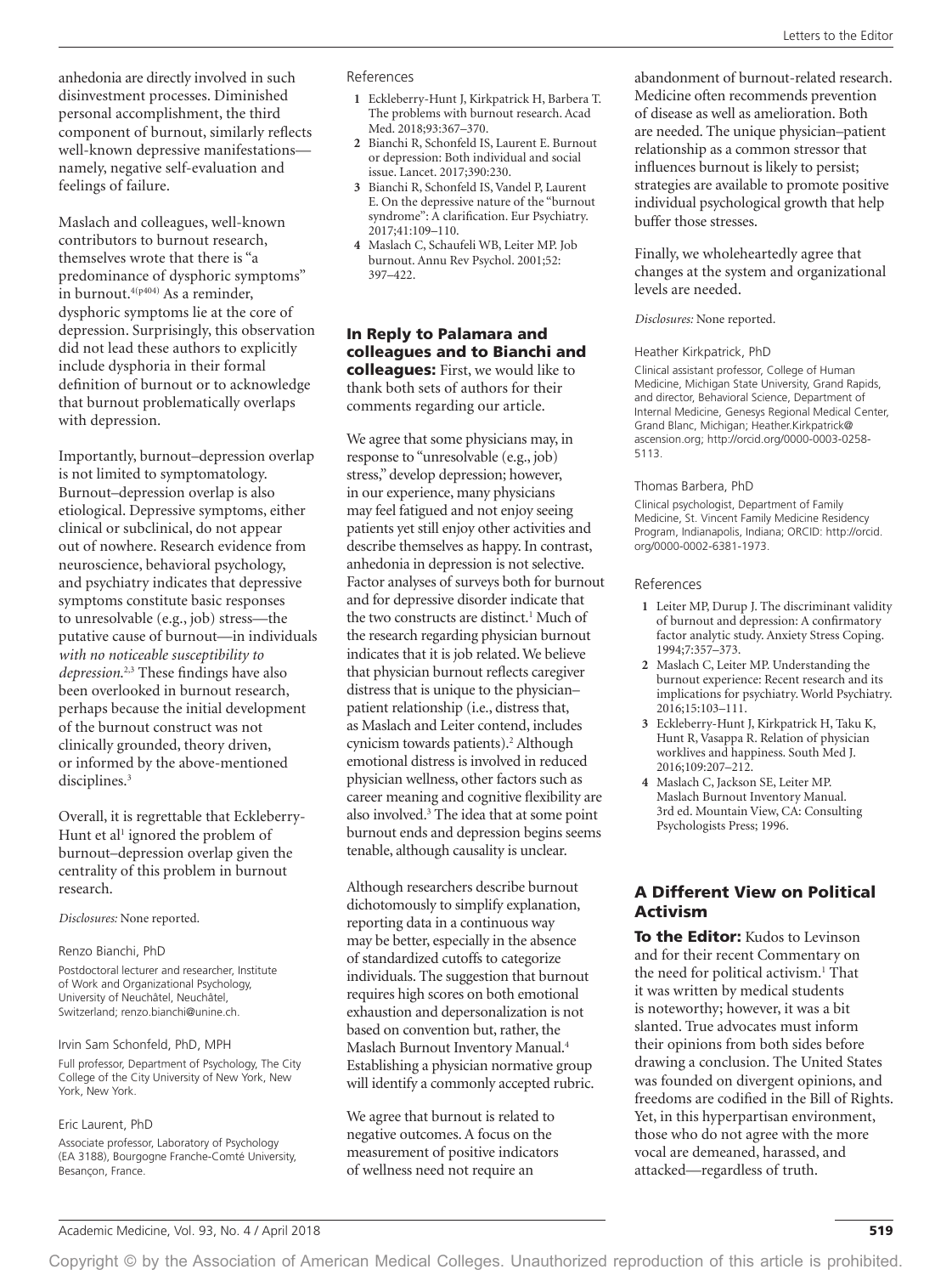anhedonia are directly involved in such disinvestment processes. Diminished personal accomplishment, the third component of burnout, similarly reflects well-known depressive manifestations—namely, negative self-evaluation and feelings of failure.

Maslach and colleagues, well-known contributors to burnout research, themselves wrote that there is "a predominance of dysphoric symptoms" in burnout.[4(p404)] As a reminder, dysphoric symptoms lie at the core of depression. Surprisingly, this observation did not lead these authors to explicitly include dysphoria in their formal definition of burnout or to acknowledge that burnout problematically overlaps with depression.

Importantly, burnout–depression overlap is not limited to symptomatology. Burnout–depression overlap is also etiological. Depressive symptoms, either clinical or subclinical, do not appear out of nowhere. Research evidence from neuroscience, behavioral psychology, and psychiatry indicates that depressive symptoms constitute basic responses to unresolvable (e.g., job) stress—the putative cause of burnout—in individuals *with no noticeable susceptibility to depression.*[2,3] These findings have also been overlooked in burnout research, perhaps because the initial development of the burnout construct was not clinically grounded, theory driven, or informed by the above-mentioned disciplines.[3]

Overall, it is regrettable that Eckleberry-Hunt et al[1] ignored the problem of burnout–depression overlap given the centrality of this problem in burnout research.

*Disclosures:* None reported.

Renzo Bianchi, PhD

Postdoctoral lecturer and researcher, Institute of Work and Organizational Psychology, University of Neuchâtel, Neuchâtel, Switzerland; renzo.bianchi@unine.ch.

Irvin Sam Schonfeld, PhD, MPH

Full professor, Department of Psychology, The City College of the City University of New York, New York, New York.

Eric Laurent, PhD

Associate professor, Laboratory of Psychology (EA 3188), Bourgogne Franche-Comté University, Besançon, France.

References

1. Eckleberry-Hunt J, Kirkpatrick H, Barbera T. The problems with burnout research. Acad Med. 2018;93:367–370.
2. Bianchi R, Schonfeld IS, Laurent E. Burnout or depression: Both individual and social issue. Lancet. 2017;390:230.
3. Bianchi R, Schonfeld IS, Vandel P, Laurent E. On the depressive nature of the "burnout syndrome": A clarification. Eur Psychiatry. 2017;41:109–110.
4. Maslach C, Schaufeli WB, Leiter MP. Job burnout. Annu Rev Psychol. 2001;52:397–422.

### In Reply to Palamara and colleagues and to Bianchi and colleagues:

**In Reply to Palamara and colleagues and to Bianchi and colleagues:** First, we would like to thank both sets of authors for their comments regarding our article.

We agree that some physicians may, in response to "unresolvable (e.g., job) stress," develop depression; however, in our experience, many physicians may feel fatigued and not enjoy seeing patients yet still enjoy other activities and describe themselves as happy. In contrast, anhedonia in depression is not selective. Factor analyses of surveys both for burnout and for depressive disorder indicate that the two constructs are distinct.[1] Much of the research regarding physician burnout indicates that it is job related. We believe that physician burnout reflects caregiver distress that is unique to the physician–patient relationship (i.e., distress that, as Maslach and Leiter contend, includes cynicism towards patients).[2] Although emotional distress is involved in reduced physician wellness, other factors such as career meaning and cognitive flexibility are also involved.[3] The idea that at some point burnout ends and depression begins seems tenable, although causality is unclear.

Although researchers describe burnout dichotomously to simplify explanation, reporting data in a continuous way may be better, especially in the absence of standardized cutoffs to categorize individuals. The suggestion that burnout requires high scores on both emotional exhaustion and depersonalization is not based on convention but, rather, the Maslach Burnout Inventory Manual.[4] Establishing a physician normative group will identify a commonly accepted rubric.

We agree that burnout is related to negative outcomes. A focus on the measurement of positive indicators of wellness need not require an abandonment of burnout-related research. Medicine often recommends prevention of disease as well as amelioration. Both are needed. The unique physician–patient relationship as a common stressor that influences burnout is likely to persist; strategies are available to promote positive individual psychological growth that help buffer those stresses.

Finally, we wholeheartedly agree that changes at the system and organizational levels are needed.

*Disclosures:* None reported.

Heather Kirkpatrick, PhD

Clinical assistant professor, College of Human Medicine, Michigan State University, Grand Rapids, and director, Behavioral Science, Department of Internal Medicine, Genesys Regional Medical Center, Grand Blanc, Michigan; Heather.Kirkpatrick@ascension.org; http://orcid.org/0000-0003-0258-5113.

Thomas Barbera, PhD

Clinical psychologist, Department of Family Medicine, St. Vincent Family Medicine Residency Program, Indianapolis, Indiana; ORCID: http://orcid.org/0000-0002-6381-1973.

References

1. Leiter MP, Durup J. The discriminant validity of burnout and depression: A confirmatory factor analytic study. Anxiety Stress Coping. 1994;7:357–373.
2. Maslach C, Leiter MP. Understanding the burnout experience: Recent research and its implications for psychiatry. World Psychiatry. 2016;15:103–111.
3. Eckleberry-Hunt J, Kirkpatrick H, Taku K, Hunt R, Vasappa R. Relation of physician worklives and happiness. South Med J. 2016;109:207–212.
4. Maslach C, Jackson SE, Leiter MP. Maslach Burnout Inventory Manual. 3rd ed. Mountain View, CA: Consulting Psychologists Press; 1996.

## A Different View on Political Activism

**To the Editor:** Kudos to Levinson and for their recent Commentary on the need for political activism.[1] That it was written by medical students is noteworthy; however, it was a bit slanted. True advocates must inform their opinions from both sides before drawing a conclusion. The United States was founded on divergent opinions, and freedoms are codified in the Bill of Rights. Yet, in this hyperpartisan environment, those who do not agree with the more vocal are demeaned, harassed, and attacked—regardless of truth.